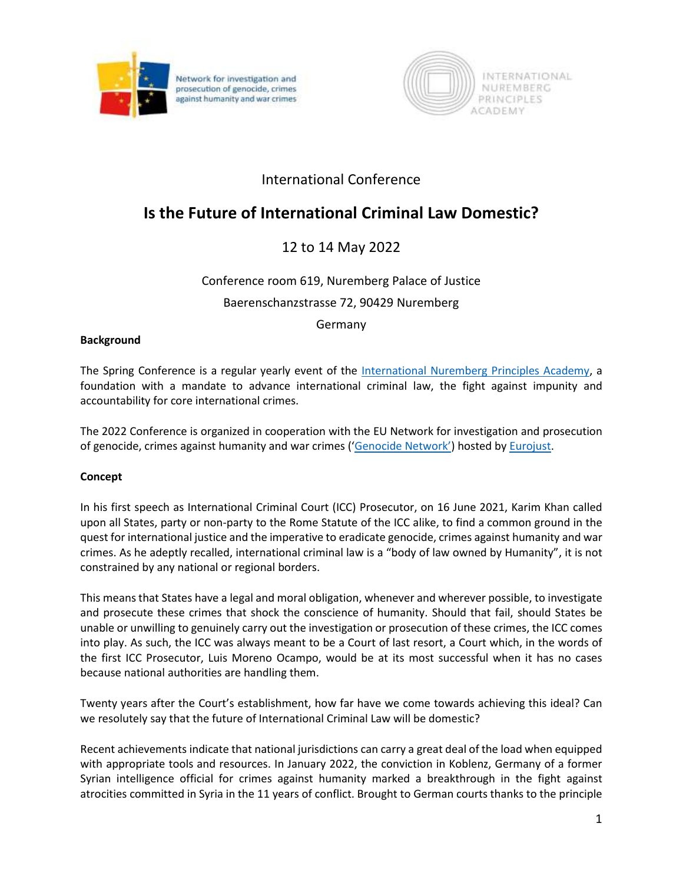Network for investigation and prosecution of genocide, crimes against humanity and war crimes

INTERNATIONAL NUREMBERG PRINCIPLES ACADEMY

International Conference

# Is the Future of International Criminal Law Domestic?

12 to 14 May 2022

Conference room 619, Nuremberg Palace of Justice

Baerenschanzstrasse 72, 90429 Nuremberg

Germany

**Background**

The Spring Conference is a regular yearly event of the International Nuremberg Principles Academy, a foundation with a mandate to advance international criminal law, the fight against impunity and accountability for core international crimes.

The 2022 Conference is organized in cooperation with the EU Network for investigation and prosecution of genocide, crimes against humanity and war crimes ('Genocide Network') hosted by Eurojust.

**Concept**

In his first speech as International Criminal Court (ICC) Prosecutor, on 16 June 2021, Karim Khan called upon all States, party or non-party to the Rome Statute of the ICC alike, to find a common ground in the quest for international justice and the imperative to eradicate genocide, crimes against humanity and war crimes. As he adeptly recalled, international criminal law is a "body of law owned by Humanity", it is not constrained by any national or regional borders.

This means that States have a legal and moral obligation, whenever and wherever possible, to investigate and prosecute these crimes that shock the conscience of humanity. Should that fail, should States be unable or unwilling to genuinely carry out the investigation or prosecution of these crimes, the ICC comes into play. As such, the ICC was always meant to be a Court of last resort, a Court which, in the words of the first ICC Prosecutor, Luis Moreno Ocampo, would be at its most successful when it has no cases because national authorities are handling them.

Twenty years after the Court's establishment, how far have we come towards achieving this ideal? Can we resolutely say that the future of International Criminal Law will be domestic?

Recent achievements indicate that national jurisdictions can carry a great deal of the load when equipped with appropriate tools and resources. In January 2022, the conviction in Koblenz, Germany of a former Syrian intelligence official for crimes against humanity marked a breakthrough in the fight against atrocities committed in Syria in the 11 years of conflict. Brought to German courts thanks to the principle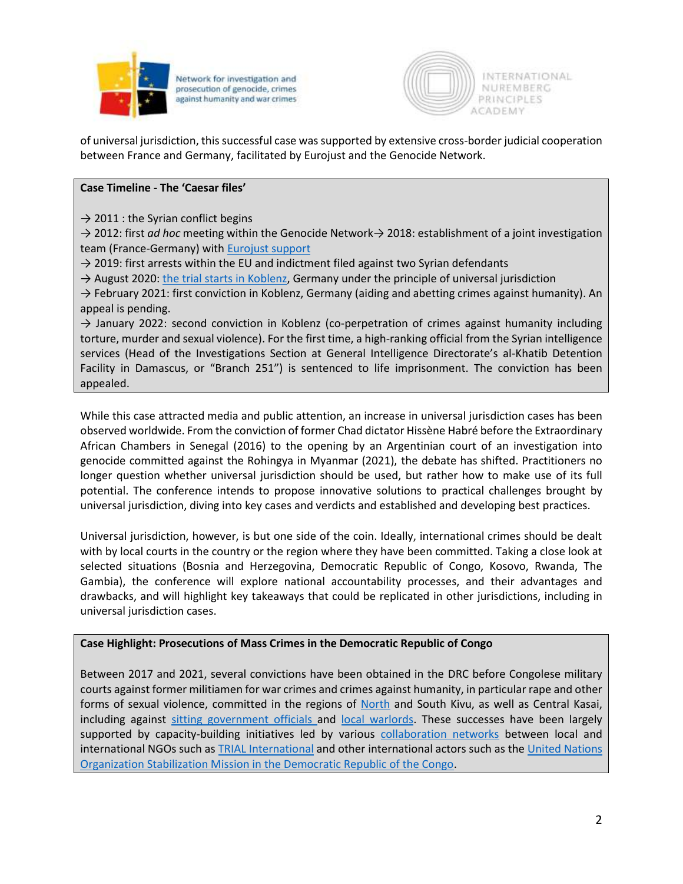of universal jurisdiction, this successful case was supported by extensive cross-border judicial cooperation between France and Germany, facilitated by Eurojust and the Genocide Network.

**Case Timeline - The 'Caesar files'**

→ 2011 : the Syrian conflict begins
→ 2012: first *ad hoc* meeting within the Genocide Network→ 2018: establishment of a joint investigation team (France-Germany) with [Eurojust support]
→ 2019: first arrests within the EU and indictment filed against two Syrian defendants
→ August 2020: [the trial starts in Koblenz], Germany under the principle of universal jurisdiction
→ February 2021: first conviction in Koblenz, Germany (aiding and abetting crimes against humanity). An appeal is pending.
→ January 2022: second conviction in Koblenz (co-perpetration of crimes against humanity including torture, murder and sexual violence). For the first time, a high-ranking official from the Syrian intelligence services (Head of the Investigations Section at General Intelligence Directorate's al-Khatib Detention Facility in Damascus, or "Branch 251") is sentenced to life imprisonment. The conviction has been appealed.

While this case attracted media and public attention, an increase in universal jurisdiction cases has been observed worldwide. From the conviction of former Chad dictator Hissène Habré before the Extraordinary African Chambers in Senegal (2016) to the opening by an Argentinian court of an investigation into genocide committed against the Rohingya in Myanmar (2021), the debate has shifted. Practitioners no longer question whether universal jurisdiction should be used, but rather how to make use of its full potential. The conference intends to propose innovative solutions to practical challenges brought by universal jurisdiction, diving into key cases and verdicts and established and developing best practices.

Universal jurisdiction, however, is but one side of the coin. Ideally, international crimes should be dealt with by local courts in the country or the region where they have been committed. Taking a close look at selected situations (Bosnia and Herzegovina, Democratic Republic of Congo, Kosovo, Rwanda, The Gambia), the conference will explore national accountability processes, and their advantages and drawbacks, and will highlight key takeaways that could be replicated in other jurisdictions, including in universal jurisdiction cases.

**Case Highlight: Prosecutions of Mass Crimes in the Democratic Republic of Congo**

Between 2017 and 2021, several convictions have been obtained in the DRC before Congolese military courts against former militiamen for war crimes and crimes against humanity, in particular rape and other forms of sexual violence, committed in the regions of [North] and South Kivu, as well as Central Kasai, including against [sitting government officials] and [local warlords]. These successes have been largely supported by capacity-building initiatives led by various [collaboration networks] between local and international NGOs such as [TRIAL International] and other international actors such as the [United Nations Organization Stabilization Mission in the Democratic Republic of the Congo].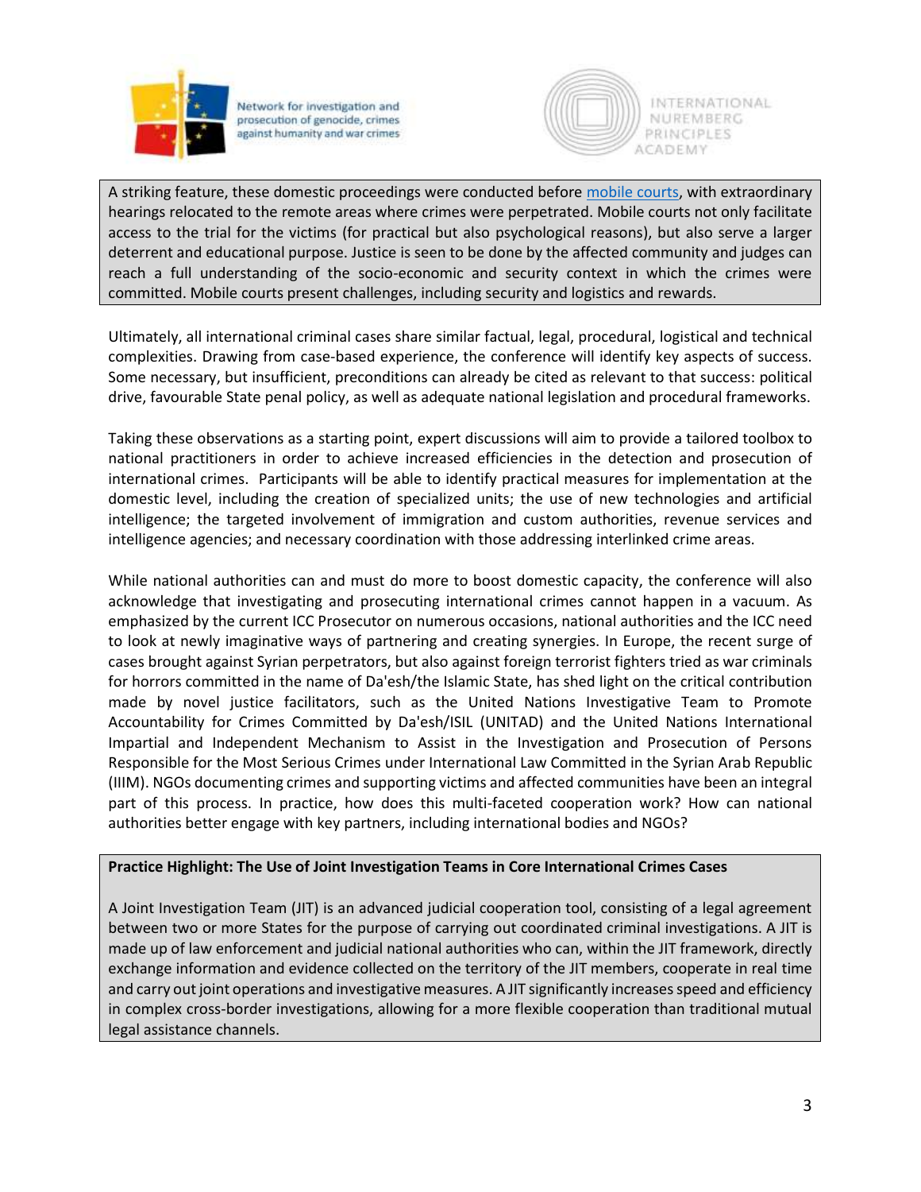A striking feature, these domestic proceedings were conducted before [mobile courts](), with extraordinary hearings relocated to the remote areas where crimes were perpetrated. Mobile courts not only facilitate access to the trial for the victims (for practical but also psychological reasons), but also serve a larger deterrent and educational purpose. Justice is seen to be done by the affected community and judges can reach a full understanding of the socio-economic and security context in which the crimes were committed. Mobile courts present challenges, including security and logistics and rewards.

Ultimately, all international criminal cases share similar factual, legal, procedural, logistical and technical complexities. Drawing from case-based experience, the conference will identify key aspects of success. Some necessary, but insufficient, preconditions can already be cited as relevant to that success: political drive, favourable State penal policy, as well as adequate national legislation and procedural frameworks.

Taking these observations as a starting point, expert discussions will aim to provide a tailored toolbox to national practitioners in order to achieve increased efficiencies in the detection and prosecution of international crimes. Participants will be able to identify practical measures for implementation at the domestic level, including the creation of specialized units; the use of new technologies and artificial intelligence; the targeted involvement of immigration and custom authorities, revenue services and intelligence agencies; and necessary coordination with those addressing interlinked crime areas.

While national authorities can and must do more to boost domestic capacity, the conference will also acknowledge that investigating and prosecuting international crimes cannot happen in a vacuum. As emphasized by the current ICC Prosecutor on numerous occasions, national authorities and the ICC need to look at newly imaginative ways of partnering and creating synergies. In Europe, the recent surge of cases brought against Syrian perpetrators, but also against foreign terrorist fighters tried as war criminals for horrors committed in the name of Da'esh/the Islamic State, has shed light on the critical contribution made by novel justice facilitators, such as the United Nations Investigative Team to Promote Accountability for Crimes Committed by Da'esh/ISIL (UNITAD) and the United Nations International Impartial and Independent Mechanism to Assist in the Investigation and Prosecution of Persons Responsible for the Most Serious Crimes under International Law Committed in the Syrian Arab Republic (IIIM). NGOs documenting crimes and supporting victims and affected communities have been an integral part of this process. In practice, how does this multi-faceted cooperation work? How can national authorities better engage with key partners, including international bodies and NGOs?

**Practice Highlight: The Use of Joint Investigation Teams in Core International Crimes Cases**

A Joint Investigation Team (JIT) is an advanced judicial cooperation tool, consisting of a legal agreement between two or more States for the purpose of carrying out coordinated criminal investigations. A JIT is made up of law enforcement and judicial national authorities who can, within the JIT framework, directly exchange information and evidence collected on the territory of the JIT members, cooperate in real time and carry out joint operations and investigative measures. A JIT significantly increases speed and efficiency in complex cross-border investigations, allowing for a more flexible cooperation than traditional mutual legal assistance channels.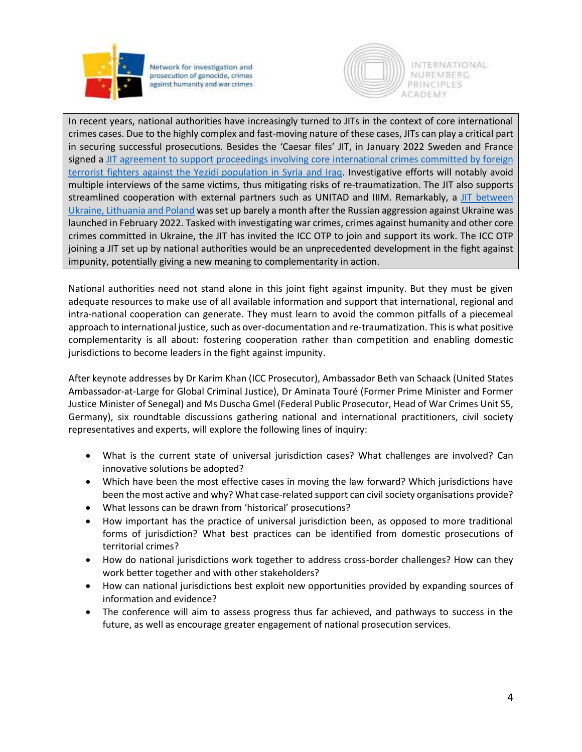In recent years, national authorities have increasingly turned to JITs in the context of core international crimes cases. Due to the highly complex and fast-moving nature of these cases, JITs can play a critical part in securing successful prosecutions. Besides the 'Caesar files' JIT, in January 2022 Sweden and France signed a JIT agreement to support proceedings involving core international crimes committed by foreign terrorist fighters against the Yezidi population in Syria and Iraq. Investigative efforts will notably avoid multiple interviews of the same victims, thus mitigating risks of re-traumatization. The JIT also supports streamlined cooperation with external partners such as UNITAD and IIIM. Remarkably, a JIT between Ukraine, Lithuania and Poland was set up barely a month after the Russian aggression against Ukraine was launched in February 2022. Tasked with investigating war crimes, crimes against humanity and other core crimes committed in Ukraine, the JIT has invited the ICC OTP to join and support its work. The ICC OTP joining a JIT set up by national authorities would be an unprecedented development in the fight against impunity, potentially giving a new meaning to complementarity in action.

National authorities need not stand alone in this joint fight against impunity. But they must be given adequate resources to make use of all available information and support that international, regional and intra-national cooperation can generate. They must learn to avoid the common pitfalls of a piecemeal approach to international justice, such as over-documentation and re-traumatization. This is what positive complementarity is all about: fostering cooperation rather than competition and enabling domestic jurisdictions to become leaders in the fight against impunity.

After keynote addresses by Dr Karim Khan (ICC Prosecutor), Ambassador Beth van Schaack (United States Ambassador-at-Large for Global Criminal Justice), Dr Aminata Touré (Former Prime Minister and Former Justice Minister of Senegal) and Ms Duscha Gmel (Federal Public Prosecutor, Head of War Crimes Unit S5, Germany), six roundtable discussions gathering national and international practitioners, civil society representatives and experts, will explore the following lines of inquiry:

- What is the current state of universal jurisdiction cases? What challenges are involved? Can innovative solutions be adopted?
- Which have been the most effective cases in moving the law forward? Which jurisdictions have been the most active and why? What case-related support can civil society organisations provide?
- What lessons can be drawn from 'historical' prosecutions?
- How important has the practice of universal jurisdiction been, as opposed to more traditional forms of jurisdiction? What best practices can be identified from domestic prosecutions of territorial crimes?
- How do national jurisdictions work together to address cross-border challenges? How can they work better together and with other stakeholders?
- How can national jurisdictions best exploit new opportunities provided by expanding sources of information and evidence?
- The conference will aim to assess progress thus far achieved, and pathways to success in the future, as well as encourage greater engagement of national prosecution services.